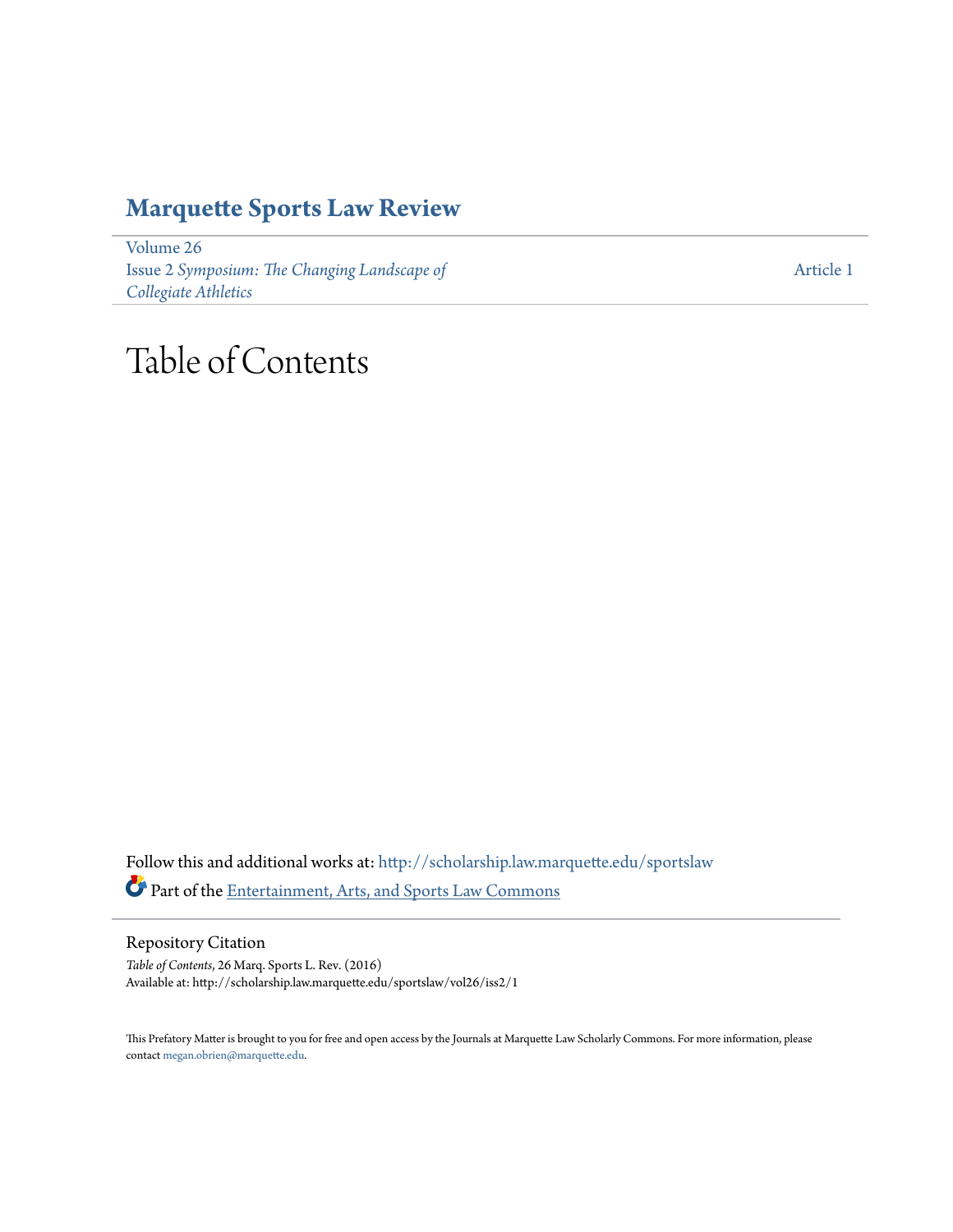# Marquette Sports Law Review

Volume 26
Issue 2 *Symposium: The Changing Landscape of Collegiate Athletics*

Article 1

# Table of Contents

Follow this and additional works at: http://scholarship.law.marquette.edu/sportslaw

Part of the Entertainment, Arts, and Sports Law Commons

## Repository Citation

*Table of Contents*, 26 Marq. Sports L. Rev. (2016)
Available at: http://scholarship.law.marquette.edu/sportslaw/vol26/iss2/1

This Prefatory Matter is brought to you for free and open access by the Journals at Marquette Law Scholarly Commons. For more information, please contact megan.obrien@marquette.edu.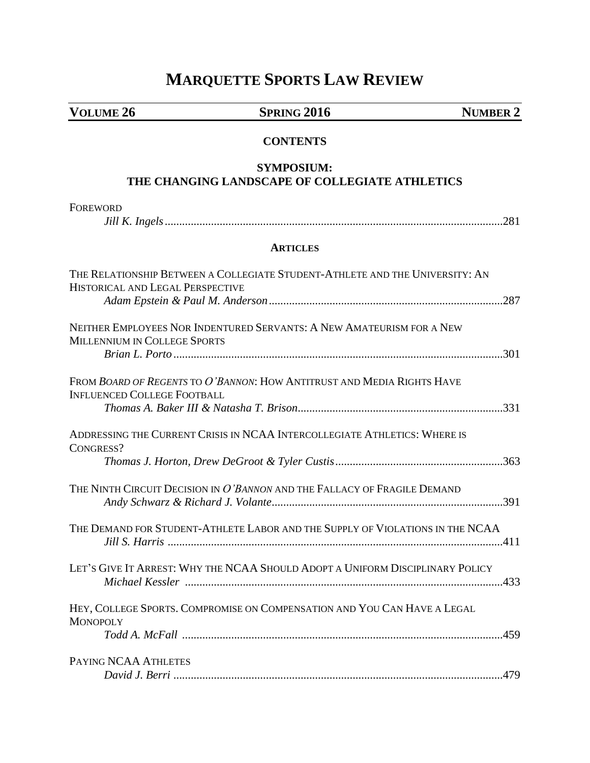# MARQUETTE SPORTS LAW REVIEW

**VOLUME 26** | **SPRING 2016** | **NUMBER 2**

## CONTENTS

### SYMPOSIUM: THE CHANGING LANDSCAPE OF COLLEGIATE ATHLETICS

FOREWORD
*Jill K. Ingels* .......... 281

### ARTICLES

THE RELATIONSHIP BETWEEN A COLLEGIATE STUDENT-ATHLETE AND THE UNIVERSITY: AN HISTORICAL AND LEGAL PERSPECTIVE
*Adam Epstein & Paul M. Anderson* .......... 287

NEITHER EMPLOYEES NOR INDENTURED SERVANTS: A NEW AMATEURISM FOR A NEW MILLENNIUM IN COLLEGE SPORTS
*Brian L. Porto* .......... 301

FROM *BOARD OF REGENTS* TO *O'BANNON*: HOW ANTITRUST AND MEDIA RIGHTS HAVE INFLUENCED COLLEGE FOOTBALL
*Thomas A. Baker III & Natasha T. Brison* .......... 331

ADDRESSING THE CURRENT CRISIS IN NCAA INTERCOLLEGIATE ATHLETICS: WHERE IS CONGRESS?
*Thomas J. Horton, Drew DeGroot & Tyler Custis* .......... 363

THE NINTH CIRCUIT DECISION IN *O'BANNON* AND THE FALLACY OF FRAGILE DEMAND
*Andy Schwarz & Richard J. Volante* .......... 391

THE DEMAND FOR STUDENT-ATHLETE LABOR AND THE SUPPLY OF VIOLATIONS IN THE NCAA
*Jill S. Harris* .......... 411

LET'S GIVE IT ARREST: WHY THE NCAA SHOULD ADOPT A UNIFORM DISCIPLINARY POLICY
*Michael Kessler* .......... 433

HEY, COLLEGE SPORTS. COMPROMISE ON COMPENSATION AND YOU CAN HAVE A LEGAL MONOPOLY
*Todd A. McFall* .......... 459

PAYING NCAA ATHLETES
*David J. Berri* .......... 479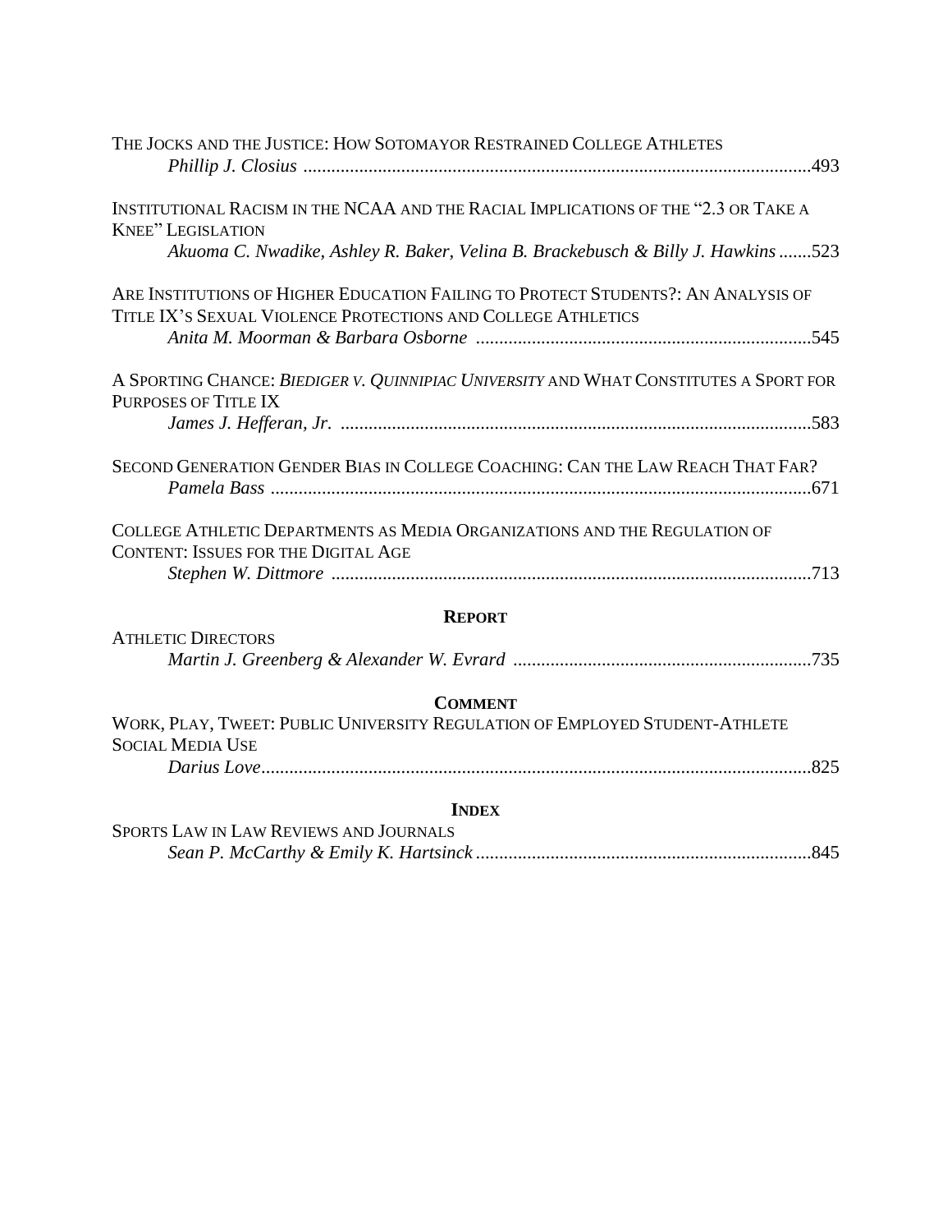THE JOCKS AND THE JUSTICE: HOW SOTOMAYOR RESTRAINED COLLEGE ATHLETES
*Phillip J. Closius* .......................................................................................................493

INSTITUTIONAL RACISM IN THE NCAA AND THE RACIAL IMPLICATIONS OF THE "2.3 OR TAKE A KNEE" LEGISLATION
*Akuoma C. Nwadike, Ashley R. Baker, Velina B. Brackebusch & Billy J. Hawkins* .......523

ARE INSTITUTIONS OF HIGHER EDUCATION FAILING TO PROTECT STUDENTS?: AN ANALYSIS OF TITLE IX'S SEXUAL VIOLENCE PROTECTIONS AND COLLEGE ATHLETICS
*Anita M. Moorman & Barbara Osborne* .......................................................................545

A SPORTING CHANCE: *BIEDIGER V. QUINNIPIAC UNIVERSITY* AND WHAT CONSTITUTES A SPORT FOR PURPOSES OF TITLE IX
*James J. Hefferan, Jr.* ....................................................................................................583

SECOND GENERATION GENDER BIAS IN COLLEGE COACHING: CAN THE LAW REACH THAT FAR?
*Pamela Bass* ...................................................................................................................671

COLLEGE ATHLETIC DEPARTMENTS AS MEDIA ORGANIZATIONS AND THE REGULATION OF CONTENT: ISSUES FOR THE DIGITAL AGE
*Stephen W. Dittmore* ......................................................................................................713

## REPORT

ATHLETIC DIRECTORS
*Martin J. Greenberg & Alexander W. Evrard* ................................................................735

## COMMENT

WORK, PLAY, TWEET: PUBLIC UNIVERSITY REGULATION OF EMPLOYED STUDENT-ATHLETE SOCIAL MEDIA USE
*Darius Love*.....................................................................................................................825

## INDEX

SPORTS LAW IN LAW REVIEWS AND JOURNALS
*Sean P. McCarthy & Emily K. Hartsinck* .......................................................................845